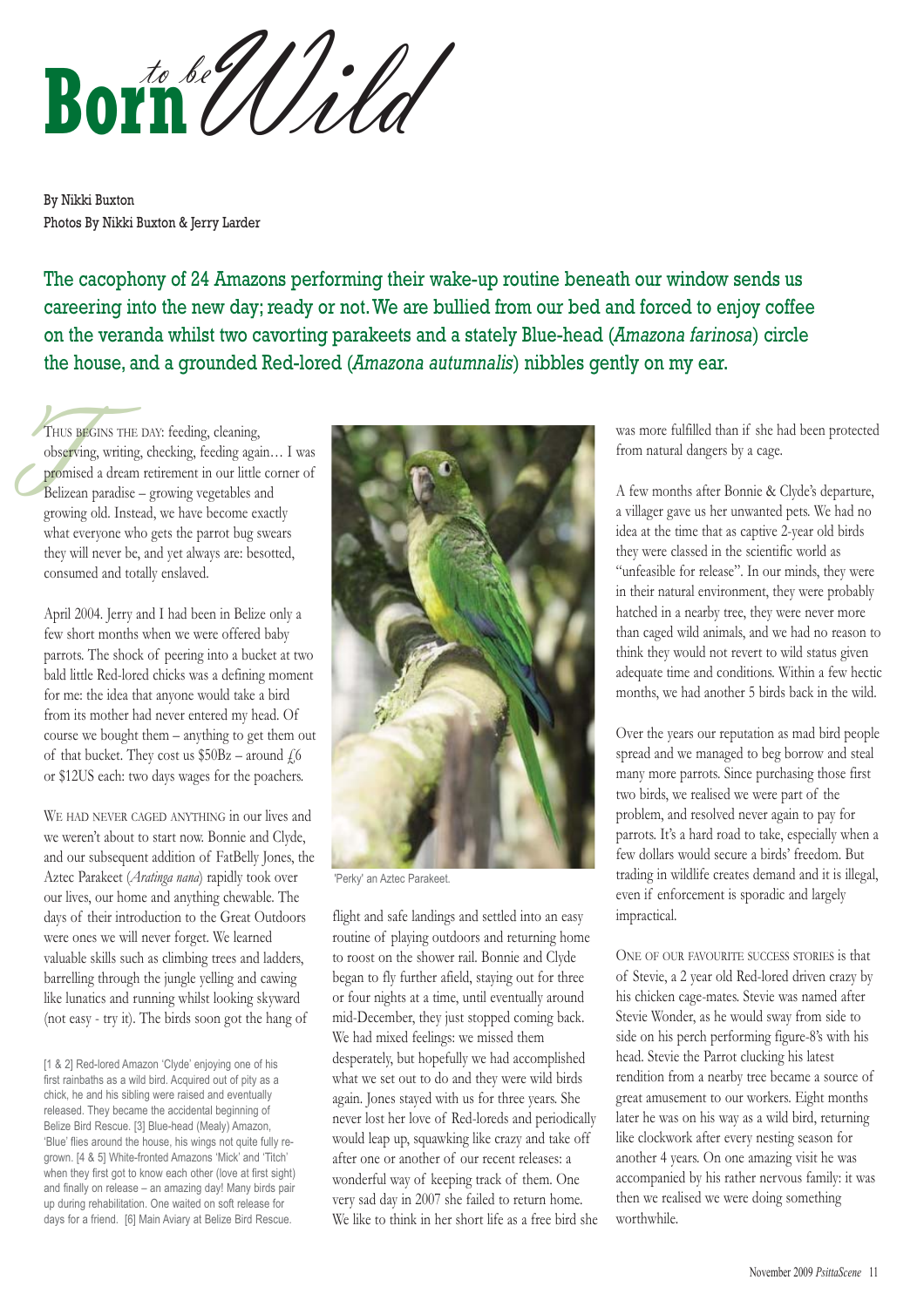# Born to be Wild

By Nikki Buxton
Photos By Nikki Buxton & Jerry Larder

The cacophony of 24 Amazons performing their wake-up routine beneath our window sends us careering into the new day; ready or not. We are bullied from our bed and forced to enjoy coffee on the veranda whilst two cavorting parakeets and a stately Blue-head (*Amazona farinosa*) circle the house, and a grounded Red-lored (*Amazona autumnalis*) nibbles gently on my ear.

THUS BEGINS THE DAY: feeding, cleaning, observing, writing, checking, feeding again… I was promised a dream retirement in our little corner of Belizean paradise – growing vegetables and growing old. Instead, we have become exactly what everyone who gets the parrot bug swears they will never be, and yet always are: besotted, consumed and totally enslaved.

April 2004. Jerry and I had been in Belize only a few short months when we were offered baby parrots. The shock of peering into a bucket at two bald little Red-lored chicks was a defining moment for me: the idea that anyone would take a bird from its mother had never entered my head. Of course we bought them – anything to get them out of that bucket. They cost us $50Bz – around £6 or $12US each: two days wages for the poachers.

WE HAD NEVER CAGED ANYTHING in our lives and we weren't about to start now. Bonnie and Clyde, and our subsequent addition of FatBelly Jones, the Aztec Parakeet (*Aratinga nana*) rapidly took over our lives, our home and anything chewable. The days of their introduction to the Great Outdoors were ones we will never forget. We learned valuable skills such as climbing trees and ladders, barrelling through the jungle yelling and cawing like lunatics and running whilst looking skyward (not easy - try it). The birds soon got the hang of flight and safe landings and settled into an easy routine of playing outdoors and returning home to roost on the shower rail. Bonnie and Clyde began to fly further afield, staying out for three or four nights at a time, until eventually around mid-December, they just stopped coming back. We had mixed feelings: we missed them desperately, but hopefully we had accomplished what we set out to do and they were wild birds again. Jones stayed with us for three years. She never lost her love of Red-loreds and periodically would leap up, squawking like crazy and take off after one or another of our recent releases: a wonderful way of keeping track of them. One very sad day in 2007 she failed to return home. We like to think in her short life as a free bird she was more fulfilled than if she had been protected from natural dangers by a cage.

'Perky' an Aztec Parakeet.

[1 & 2] Red-lored Amazon 'Clyde' enjoying one of his first rainbaths as a wild bird. Acquired out of pity as a chick, he and his sibling were raised and eventually released. They became the accidental beginning of Belize Bird Rescue. [3] Blue-head (Mealy) Amazon, 'Blue' flies around the house, his wings not quite fully re-grown. [4 & 5] White-fronted Amazons 'Mick' and 'Titch' when they first got to know each other (love at first sight) and finally on release – an amazing day! Many birds pair up during rehabilitation. One waited on soft release for days for a friend. [6] Main Aviary at Belize Bird Rescue.

A few months after Bonnie & Clyde's departure, a villager gave us her unwanted pets. We had no idea at the time that as captive 2-year old birds they were classed in the scientific world as "unfeasible for release". In our minds, they were in their natural environment, they were probably hatched in a nearby tree, they were never more than caged wild animals, and we had no reason to think they would not revert to wild status given adequate time and conditions. Within a few hectic months, we had another 5 birds back in the wild.

Over the years our reputation as mad bird people spread and we managed to beg borrow and steal many more parrots. Since purchasing those first two birds, we realised we were part of the problem, and resolved never again to pay for parrots. It's a hard road to take, especially when a few dollars would secure a birds' freedom. But trading in wildlife creates demand and it is illegal, even if enforcement is sporadic and largely impractical.

ONE OF OUR FAVOURITE SUCCESS STORIES is that of Stevie, a 2 year old Red-lored driven crazy by his chicken cage-mates. Stevie was named after Stevie Wonder, as he would sway from side to side on his perch performing figure-8's with his head. Stevie the Parrot clucking his latest rendition from a nearby tree became a source of great amusement to our workers. Eight months later he was on his way as a wild bird, returning like clockwork after every nesting season for another 4 years. On one amazing visit he was accompanied by his rather nervous family: it was then we realised we were doing something worthwhile.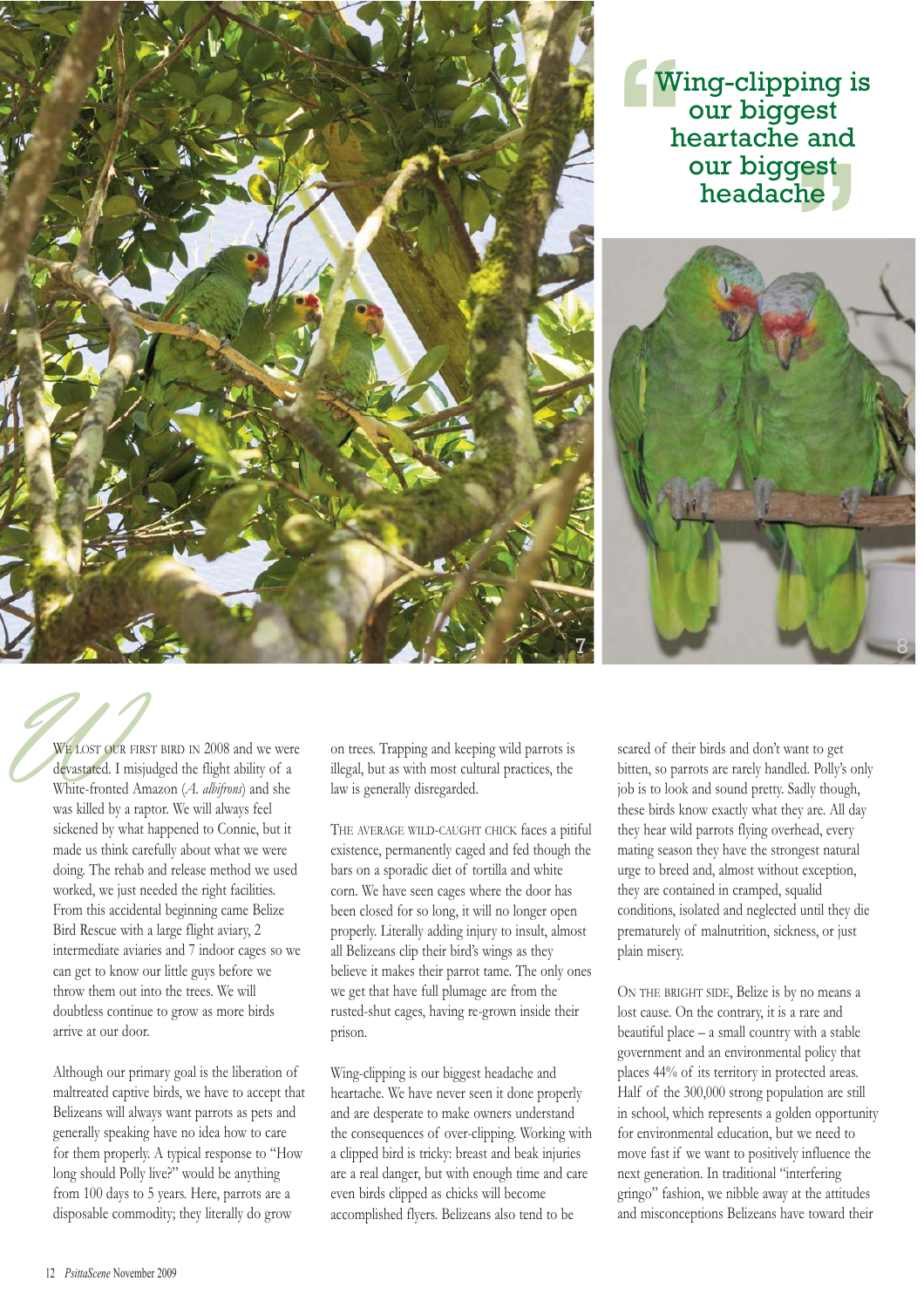> "Wing-clipping is our biggest heartache and our biggest headache"

We lost our first bird in 2008 and we were devastated. I misjudged the flight ability of a White-fronted Amazon (*A. albifrons*) and she was killed by a raptor. We will always feel sickened by what happened to Connie, but it made us think carefully about what we were doing. The rehab and release method we used worked, we just needed the right facilities. From this accidental beginning came Belize Bird Rescue with a large flight aviary, 2 intermediate aviaries and 7 indoor cages so we can get to know our little guys before we throw them out into the trees. We will doubtless continue to grow as more birds arrive at our door.

Although our primary goal is the liberation of maltreated captive birds, we have to accept that Belizeans will always want parrots as pets and generally speaking have no idea how to care for them properly. A typical response to "How long should Polly live?" would be anything from 100 days to 5 years. Here, parrots are a disposable commodity; they literally do grow on trees. Trapping and keeping wild parrots is illegal, but as with most cultural practices, the law is generally disregarded.

The average wild-caught chick faces a pitiful existence, permanently caged and fed though the bars on a sporadic diet of tortilla and white corn. We have seen cages where the door has been closed for so long, it will no longer open properly. Literally adding injury to insult, almost all Belizeans clip their bird's wings as they believe it makes their parrot tame. The only ones we get that have full plumage are from the rusted-shut cages, having re-grown inside their prison.

Wing-clipping is our biggest headache and heartache. We have never seen it done properly and are desperate to make owners understand the consequences of over-clipping. Working with a clipped bird is tricky: breast and beak injuries are a real danger, but with enough time and care even birds clipped as chicks will become accomplished flyers. Belizeans also tend to be scared of their birds and don't want to get bitten, so parrots are rarely handled. Polly's only job is to look and sound pretty. Sadly though, these birds know exactly what they are. All day they hear wild parrots flying overhead, every mating season they have the strongest natural urge to breed and, almost without exception, they are contained in cramped, squalid conditions, isolated and neglected until they die prematurely of malnutrition, sickness, or just plain misery.

On the bright side, Belize is by no means a lost cause. On the contrary, it is a rare and beautiful place – a small country with a stable government and an environmental policy that places 44% of its territory in protected areas. Half of the 300,000 strong population are still in school, which represents a golden opportunity for environmental education, but we need to move fast if we want to positively influence the next generation. In traditional "interfering gringo" fashion, we nibble away at the attitudes and misconceptions Belizeans have toward their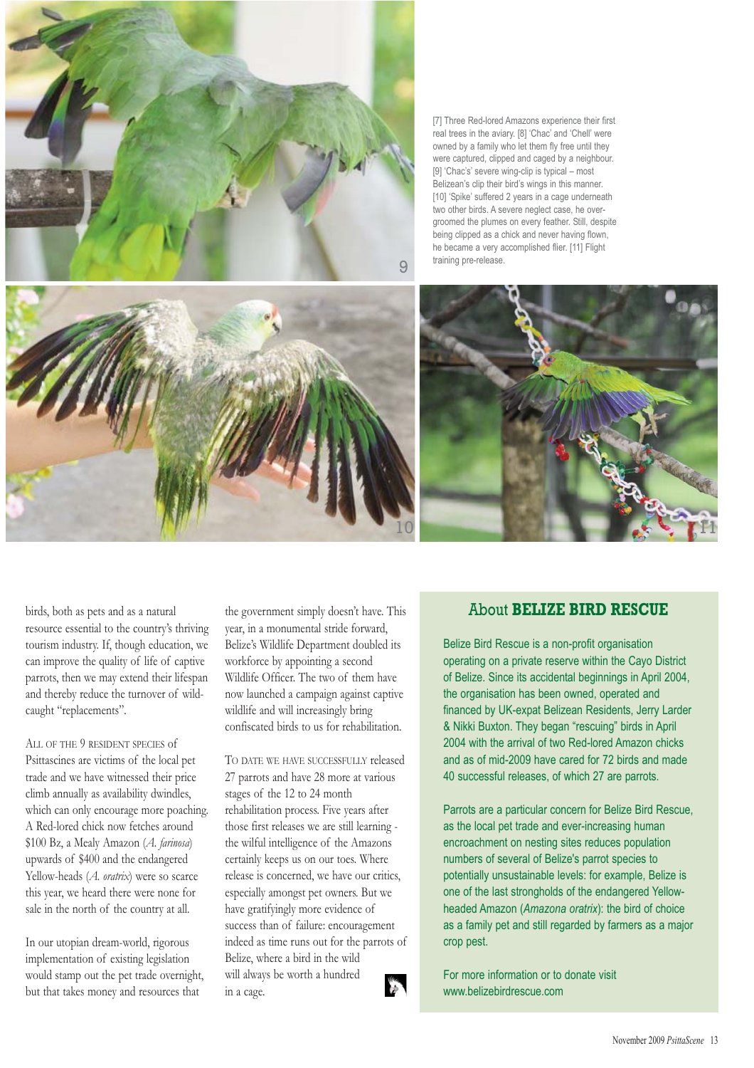[7] Three Red-lored Amazons experience their first real trees in the aviary. [8] 'Chac' and 'Chell' were owned by a family who let them fly free until they were captured, clipped and caged by a neighbour. [9] 'Chac's' severe wing-clip is typical – most Belizean's clip their bird's wings in this manner. [10] 'Spike' suffered 2 years in a cage underneath two other birds. A severe neglect case, he over-groomed the plumes on every feather. Still, despite being clipped as a chick and never having flown, he became a very accomplished flier. [11] Flight training pre-release.

birds, both as pets and as a natural resource essential to the country's thriving tourism industry. If, though education, we can improve the quality of life of captive parrots, then we may extend their lifespan and thereby reduce the turnover of wild-caught "replacements".

All of the 9 resident species of Psittacines are victims of the local pet trade and we have witnessed their price climb annually as availability dwindles, which can only encourage more poaching. A Red-lored chick now fetches around $100 Bz, a Mealy Amazon (*A. farinosa*) upwards of $400 and the endangered Yellow-heads (*A. oratrix*) were so scarce this year, we heard there were none for sale in the north of the country at all.

In our utopian dream-world, rigorous implementation of existing legislation would stamp out the pet trade overnight, but that takes money and resources that the government simply doesn't have. This year, in a monumental stride forward, Belize's Wildlife Department doubled its workforce by appointing a second Wildlife Officer. The two of them have now launched a campaign against captive wildlife and will increasingly bring confiscated birds to us for rehabilitation.

To date we have successfully released 27 parrots and have 28 more at various stages of the 12 to 24 month rehabilitation process. Five years after those first releases we are still learning - the wilful intelligence of the Amazons certainly keeps us on our toes. Where release is concerned, we have our critics, especially amongst pet owners. But we have gratifyingly more evidence of success than of failure: encouragement indeed as time runs out for the parrots of Belize, where a bird in the wild will always be worth a hundred in a cage.

## About **BELIZE BIRD RESCUE**

Belize Bird Rescue is a non-profit organisation operating on a private reserve within the Cayo District of Belize. Since its accidental beginnings in April 2004, the organisation has been owned, operated and financed by UK-expat Belizean Residents, Jerry Larder & Nikki Buxton. They began "rescuing" birds in April 2004 with the arrival of two Red-lored Amazon chicks and as of mid-2009 have cared for 72 birds and made 40 successful releases, of which 27 are parrots.

Parrots are a particular concern for Belize Bird Rescue, as the local pet trade and ever-increasing human encroachment on nesting sites reduces population numbers of several of Belize's parrot species to potentially unsustainable levels: for example, Belize is one of the last strongholds of the endangered Yellow-headed Amazon (*Amazona oratrix*): the bird of choice as a family pet and still regarded by farmers as a major crop pest.

For more information or to donate visit www.belizebirdrescue.com